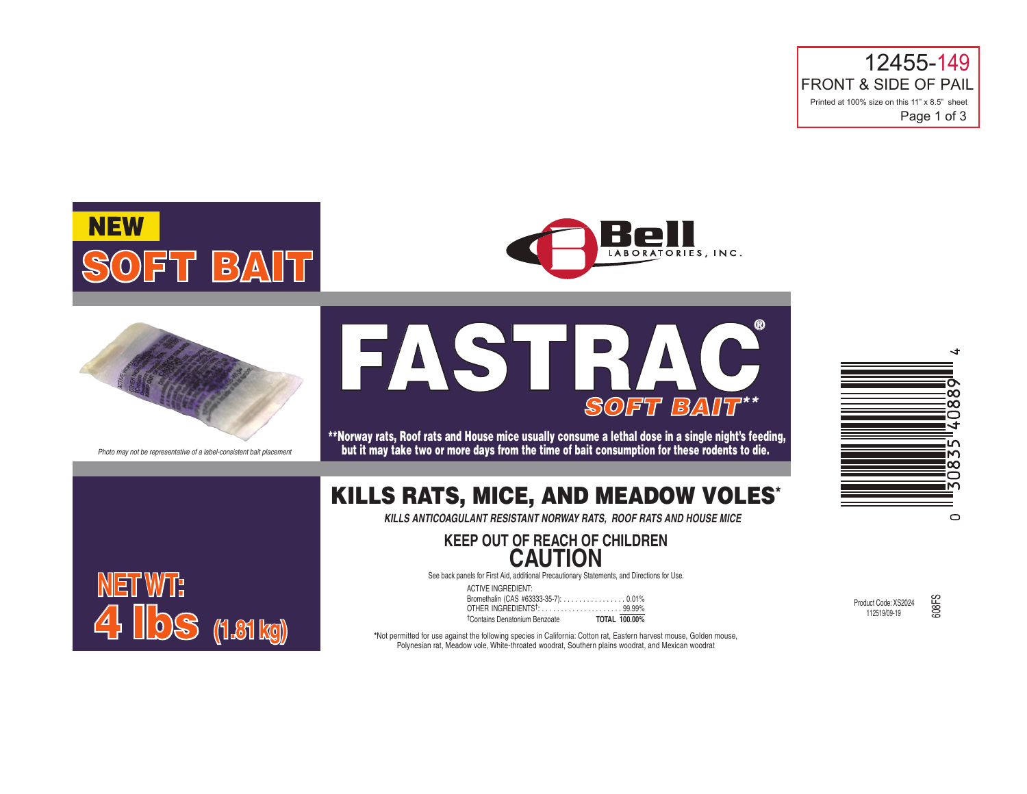12455-149
FRONT & SIDE OF PAIL
Printed at 100% size on this 11" x 8.5" sheet

**NEW**

# SOFT BAIT

Bell LABORATORIES, INC.

*Photo may not be representative of a label-consistent bait placement*

# FASTRAC®

## *SOFT BAIT***

****Norway rats, Roof rats and House mice usually consume a lethal dose in a single night's feeding, but it may take two or more days from the time of bait consumption for these rodents to die.**

## KILLS RATS, MICE, AND MEADOW VOLES*

*KILLS ANTICOAGULANT RESISTANT NORWAY RATS, ROOF RATS AND HOUSE MICE*

**KEEP OUT OF REACH OF CHILDREN**

**CAUTION**

See back panels for First Aid, additional Precautionary Statements, and Directions for Use.

ACTIVE INGREDIENT:
Bromethalin (CAS #63333-35-7): . . . . . . . . . . . . . . . . 0.01%
OTHER INGREDIENTS†: . . . . . . . . . . . . . . . . . . . . . 99.99%
†Contains Denatonium Benzoate **TOTAL 100.00%**

*Not permitted for use against the following species in California: Cotton rat, Eastern harvest mouse, Golden mouse, Polynesian rat, Meadow vole, White-throated woodrat, Southern plains woodrat, and Mexican woodrat

**NET WT: 4 lbs (1.81 kg)**

0 30835 40889 4

Product Code: XS2024
112519/09-19

608FS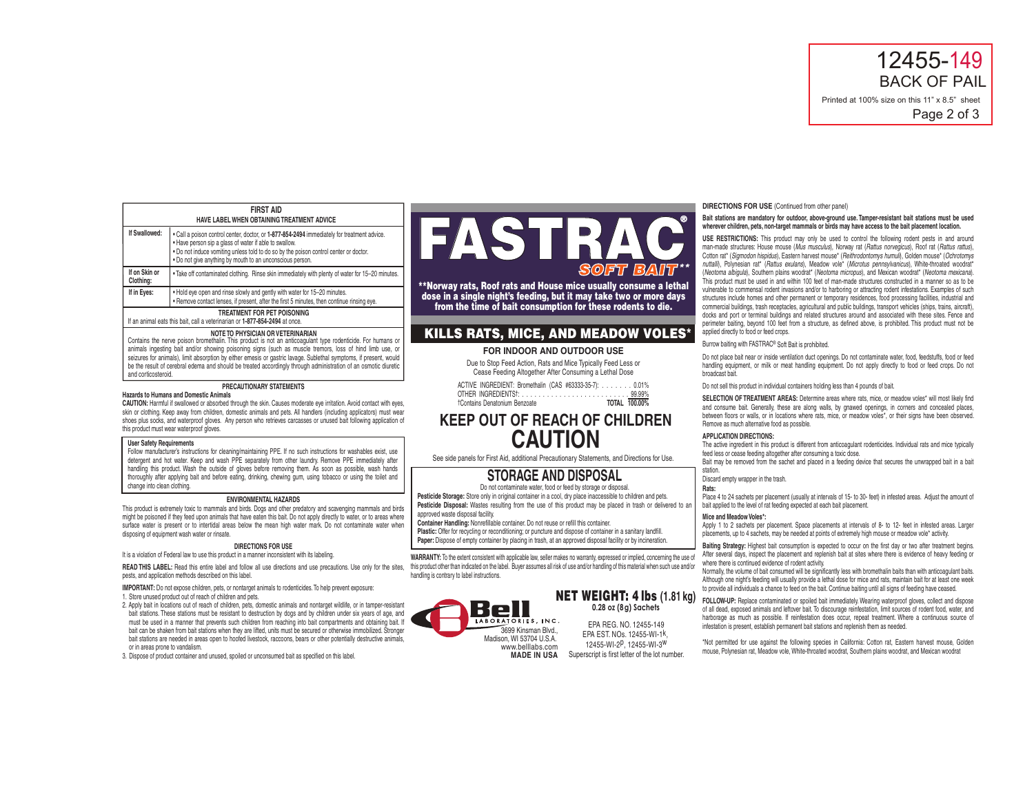12455-149
BACK OF PAIL
Printed at 100% size on this 11" x 8.5" sheet

## FIRST AID

**HAVE LABEL WHEN OBTAINING TREATMENT ADVICE**

| | |
|---|---|
| **If Swallowed:** | • Call a poison control center, doctor, or **1-877-854-2494** immediately for treatment advice. • Have person sip a glass of water if able to swallow. • Do not induce vomiting unless told to do so by the poison control center or doctor. • Do not give anything by mouth to an unconscious person. |
| **If on Skin or Clothing:** | • Take off contaminated clothing. Rinse skin immediately with plenty of water for 15–20 minutes. |
| **If in Eyes:** | • Hold eye open and rinse slowly and gently with water for 15–20 minutes. • Remove contact lenses, if present, after the first 5 minutes, then continue rinsing eye. |

**TREATMENT FOR PET POISONING**

If an animal eats this bait, call a veterinarian or **1-877-854-2494** at once.

**NOTE TO PHYSICIAN OR VETERINARIAN**

Contains the nerve poison bromethalin. This product is not an anticoagulant type rodenticide. For humans or animals ingesting bait and/or showing poisoning signs (such as muscle tremors, loss of hind limb use, or seizures for animals), limit absorption by either emesis or gastric lavage. Sublethal symptoms, if present, would be the result of cerebral edema and should be treated accordingly through administration of an osmotic diuretic and corticosteroid.

## PRECAUTIONARY STATEMENTS

**Hazards to Humans and Domestic Animals**

**CAUTION:** Harmful if swallowed or absorbed through the skin. Causes moderate eye irritation. Avoid contact with eyes, skin or clothing. Keep away from children, domestic animals and pets. All handlers (including applicators) must wear shoes plus socks, and waterproof gloves. Any person who retrieves carcasses or unused bait following application of this product must wear waterproof gloves.

**User Safety Requirements**

Follow manufacturer's instructions for cleaning/maintaining PPE. If no such instructions for washables exist, use detergent and hot water. Keep and wash PPE separately from other laundry. Remove PPE immediately after handling this product. Wash the outside of gloves before removing them. As soon as possible, wash hands thoroughly after applying bait and before eating, drinking, chewing gum, using tobacco or using the toilet and change into clean clothing.

**ENVIRONMENTAL HAZARDS**

This product is extremely toxic to mammals and birds. Dogs and other predatory and scavenging mammals and birds might be poisoned if they feed upon animals that have eaten this bait. Do not apply directly to water, or to areas where surface water is present or to intertidal areas below the mean high water mark. Do not contaminate water when disposing of equipment wash water or rinsate.

## DIRECTIONS FOR USE

It is a violation of Federal law to use this product in a manner inconsistent with its labeling.

**READ THIS LABEL:** Read this entire label and follow all use directions and use precautions. Use only for the sites, pests, and application methods described on this label.

**IMPORTANT:** Do not expose children, pets, or nontarget animals to rodenticides. To help prevent exposure:

1. Store unused product out of reach of children and pets.
2. Apply bait in locations out of reach of children, pets, domestic animals and nontarget wildlife, or in tamper-resistant bait stations. These stations must be resistant to destruction by dogs and by children under six years of age, and must be used in a manner that prevents such children from reaching into bait compartments and obtaining bait. If bait can be shaken from bait stations when they are lifted, units must be secured or otherwise immobilized. Stronger bait stations are needed in areas open to hoofed livestock, raccoons, bears or other potentially destructive animals, or in areas prone to vandalism.
3. Dispose of product container and unused, spoiled or unconsumed bait as specified on this label.

# FASTRAC®

## SOFT BAIT**

**\*\*Norway rats, Roof rats and House mice usually consume a lethal dose in a single night's feeding, but it may take two or more days from the time of bait consumption for these rodents to die.**

## KILLS RATS, MICE, AND MEADOW VOLES*

**FOR INDOOR AND OUTDOOR USE**

Due to Stop Feed Action, Rats and Mice Typically Feed Less or Cease Feeding Altogether After Consuming a Lethal Dose

| | |
|---|---|
| ACTIVE INGREDIENT: Bromethalin (CAS #63333-35-7): | 0.01% |
| OTHER INGREDIENTS†: | 99.99% |
| †Contains Denatonium Benzoate | **TOTAL 100.00%** |

# KEEP OUT OF REACH OF CHILDREN
# CAUTION

See side panels for First Aid, additional Precautionary Statements, and Directions for Use.

## STORAGE AND DISPOSAL

Do not contaminate water, food or feed by storage or disposal.

**Pesticide Storage:** Store only in original container in a cool, dry place inaccessible to children and pets.

**Pesticide Disposal:** Wastes resulting from the use of this product may be placed in trash or delivered to an approved waste disposal facility.

**Container Handling:** Nonrefillable container. Do not reuse or refill this container.

**Plastic:** Offer for recycling or reconditioning; or puncture and dispose of container in a sanitary landfill.

**Paper:** Dispose of empty container by placing in trash, at an approved disposal facility or by incineration.

**WARRANTY:** To the extent consistent with applicable law, seller makes no warranty, expressed or implied, concerning the use of this product other than indicated on the label. Buyer assumes all risk of use and/or handling of this material when such use and/or handling is contrary to label instructions.

Bell LABORATORIES, INC.
3699 Kinsman Blvd.,
Madison, WI 53704 U.S.A.
www.belllabs.com
**MADE IN USA**

**NET WEIGHT: 4 lbs (1.81 kg)**
**0.28 oz (8g) Sachets**

EPA REG. NO. 12455-149
EPA EST. NOs. 12455-WI-1[K],
12455-WI-2[P], 12455-WI-3[W]
Superscript is first letter of the lot number.

**DIRECTIONS FOR USE** (Continued from other panel)

**Bait stations are mandatory for outdoor, above-ground use. Tamper-resistant bait stations must be used wherever children, pets, non-target mammals or birds may have access to the bait placement location.**

**USE RESTRICTIONS:** This product may only be used to control the following rodent pests in and around man-made structures: House mouse (*Mus musculus*), Norway rat (*Rattus norvegicus*), Roof rat (*Rattus rattus*), Cotton rat* (*Sigmodon hispidus*), Eastern harvest mouse* (*Reithrodontomys humuli*), Golden mouse* (*Ochrotomys nuttalli*), Polynesian rat* (*Rattus exulans*), Meadow vole* (*Microtus pennsylvanicus*), White-throated woodrat* (*Neotoma albigula*), Southern plains woodrat* (*Neotoma micropus*), and Mexican woodrat* (*Neotoma mexicana*). This product must be used in and within 100 feet of man-made structures constructed in a manner so as to be vulnerable to commensal rodent invasions and/or to harboring or attracting rodent infestations. Examples of such structures include homes and other permanent or temporary residences, food processing facilities, industrial and commercial buildings, trash receptacles, agricultural and public buildings, transport vehicles (ships, trains, aircraft), docks and port or terminal buildings and related structures around and associated with these sites. Fence and perimeter baiting, beyond 100 feet from a structure, as defined above, is prohibited. This product must not be applied directly to food or feed crops.

Burrow baiting with FASTRAC® Soft Bait is prohibited.

Do not place bait near or inside ventilation duct openings. Do not contaminate water, food, feedstuffs, food or feed handling equipment, or milk or meat handling equipment. Do not apply directly to food or feed crops. Do not broadcast bait.

Do not sell this product in individual containers holding less than 4 pounds of bait.

**SELECTION OF TREATMENT AREAS:** Determine areas where rats, mice, or meadow voles* will most likely find and consume bait. Generally, these are along walls, by gnawed openings, in corners and concealed places, between floors or walls, or in locations where rats, mice, or meadow voles*, or their signs have been observed. Remove as much alternative food as possible.

**APPLICATION DIRECTIONS:**

The active ingredient in this product is different from anticoagulant rodenticides. Individual rats and mice typically feed less or cease feeding altogether after consuming a toxic dose.

Bait may be removed from the sachet and placed in a feeding device that secures the unwrapped bait in a bait station.

Discard empty wrapper in the trash.

**Rats:**

Place 4 to 24 sachets per placement (usually at intervals of 15- to 30- feet) in infested areas. Adjust the amount of bait applied to the level of rat feeding expected at each bait placement.

**Mice and Meadow Voles*:**

Apply 1 to 2 sachets per placement. Space placements at intervals of 8- to 12- feet in infested areas. Larger placements, up to 4 sachets, may be needed at points of extremely high mouse or meadow vole* activity.

**Baiting Strategy:** Highest bait consumption is expected to occur on the first day or two after treatment begins. After several days, inspect the placement and replenish bait at sites where there is evidence of heavy feeding or where there is continued evidence of rodent activity.

Normally, the volume of bait consumed will be significantly less with bromethalin baits than with anticoagulant baits. Although one night's feeding will usually provide a lethal dose for mice and rats, maintain bait for at least one week to provide all individuals a chance to feed on the bait. Continue baiting until all signs of feeding have ceased.

**FOLLOW-UP:** Replace contaminated or spoiled bait immediately. Wearing waterproof gloves, collect and dispose of all dead, exposed animals and leftover bait. To discourage reinfestation, limit sources of rodent food, water, and harborage as much as possible. If reinfestation does occur, repeat treatment. Where a continuous source of infestation is present, establish permanent bait stations and replenish them as needed.

\*Not permitted for use against the following species in California: Cotton rat, Eastern harvest mouse, Golden mouse, Polynesian rat, Meadow vole, White-throated woodrat, Southern plains woodrat, and Mexican woodrat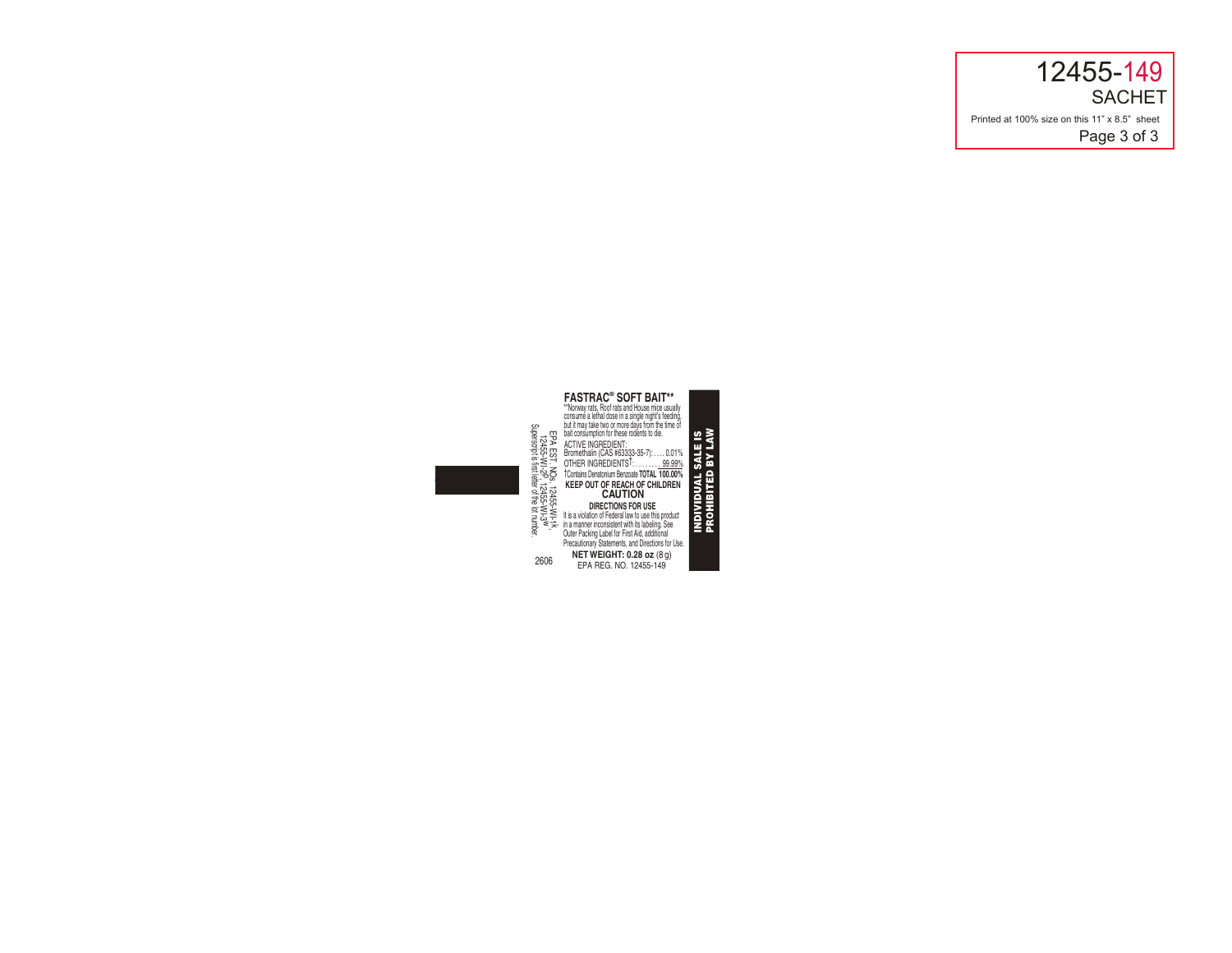12455-149
SACHET
Printed at 100% size on this 11" x 8.5" sheet

# FASTRAC® SOFT BAIT**

**Norway rats, Roof rats and House mice usually consume a lethal dose in a single night's feeding, but it may take two or more days from the time of bait consumption for these rodents to die.

ACTIVE INGREDIENT:
Bromethalin (CAS #63333-35-7): .... 0.01%
OTHER INGREDIENTS†: ........ 99.99%
†Contains Denatonium Benzoate **TOTAL 100.00%**

**KEEP OUT OF REACH OF CHILDREN**

## CAUTION

**DIRECTIONS FOR USE**

It is a violation of Federal law to use this product in a manner inconsistent with its labeling. See Outer Packing Label for First Aid, additional Precautionary Statements, and Directions for Use.

**NET WEIGHT: 0.28 oz** (8 g)

EPA REG. NO. 12455-149

EPA EST. NOs. 12455-WI-1[k], 12455-WI-2[p], 12455-WI-3[w]
Superscript is first letter of the lot number.

2606

**INDIVIDUAL SALE IS PROHIBITED BY LAW**